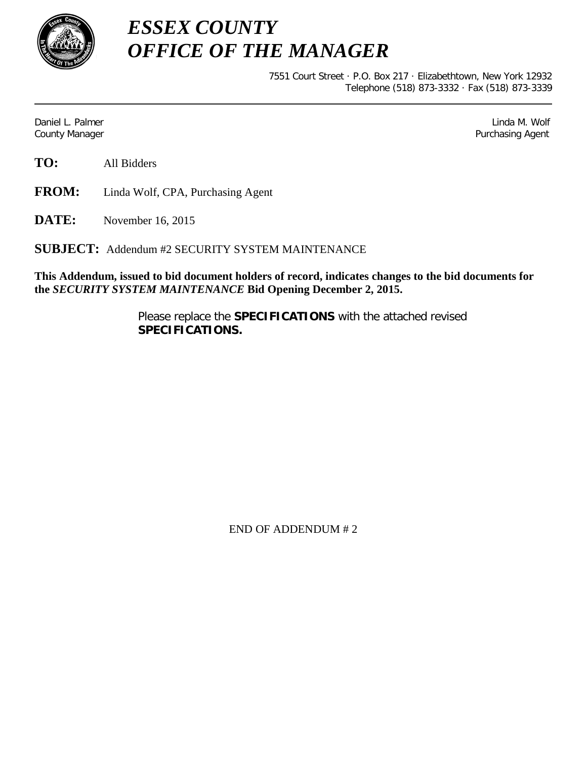# *ESSEX COUNTY*
# *OFFICE OF THE MANAGER*

7551 Court Street · P.O. Box 217 · Elizabethtown, New York 12932
Telephone (518) 873-3332 · Fax (518) 873-3339

---

Daniel L. Palmer
County Manager

Linda M. Wolf
Purchasing Agent

**TO:** All Bidders

**FROM:** Linda Wolf, CPA, Purchasing Agent

**DATE:** November 16, 2015

**SUBJECT:** Addendum #2 SECURITY SYSTEM MAINTENANCE

**This Addendum, issued to bid document holders of record, indicates changes to the bid documents for the *SECURITY SYSTEM MAINTENANCE* Bid Opening December 2, 2015.**

Please replace the **SPECIFICATIONS** with the attached revised **SPECIFICATIONS.**

END OF ADDENDUM # 2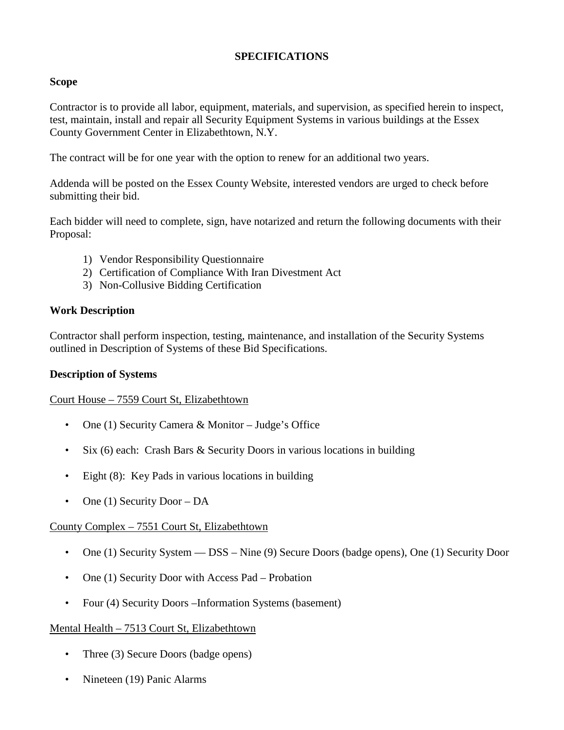# SPECIFICATIONS

**Scope**

Contractor is to provide all labor, equipment, materials, and supervision, as specified herein to inspect, test, maintain, install and repair all Security Equipment Systems in various buildings at the Essex County Government Center in Elizabethtown, N.Y.

The contract will be for one year with the option to renew for an additional two years.

Addenda will be posted on the Essex County Website, interested vendors are urged to check before submitting their bid.

Each bidder will need to complete, sign, have notarized and return the following documents with their Proposal:

1) Vendor Responsibility Questionnaire
2) Certification of Compliance With Iran Divestment Act
3) Non-Collusive Bidding Certification

**Work Description**

Contractor shall perform inspection, testing, maintenance, and installation of the Security Systems outlined in Description of Systems of these Bid Specifications.

**Description of Systems**

<u>Court House – 7559 Court St, Elizabethtown</u>

- One (1) Security Camera & Monitor – Judge's Office
- Six (6) each: Crash Bars & Security Doors in various locations in building
- Eight (8): Key Pads in various locations in building
- One (1) Security Door – DA

<u>County Complex – 7551 Court St, Elizabethtown</u>

- One (1) Security System — DSS – Nine (9) Secure Doors (badge opens), One (1) Security Door
- One (1) Security Door with Access Pad – Probation
- Four (4) Security Doors –Information Systems (basement)

<u>Mental Health – 7513 Court St, Elizabethtown</u>

- Three (3) Secure Doors (badge opens)
- Nineteen (19) Panic Alarms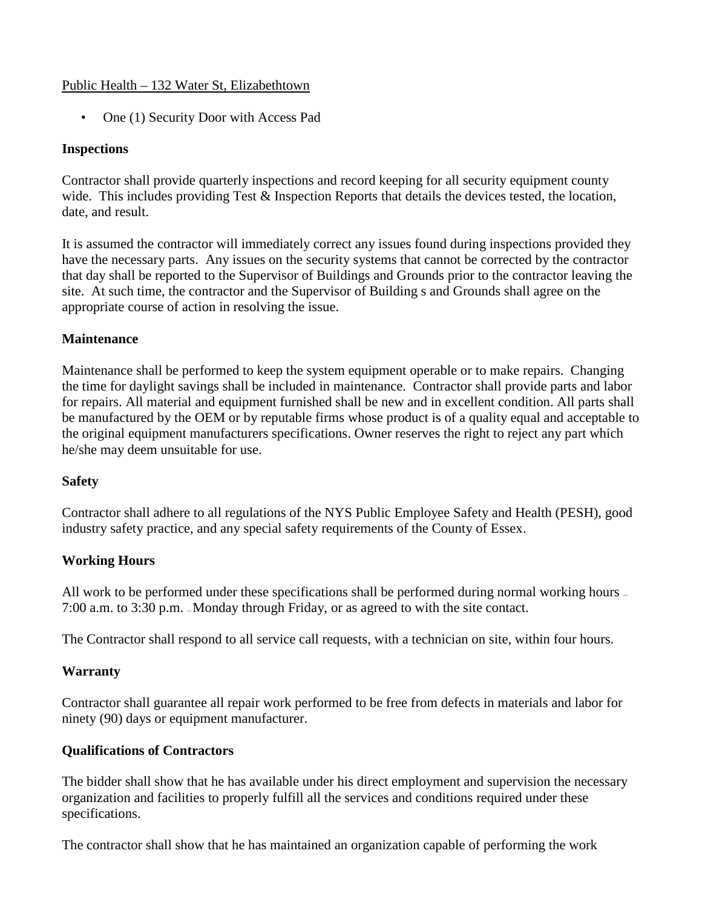Public Health – 132 Water St, Elizabethtown

- One (1) Security Door with Access Pad

**Inspections**

Contractor shall provide quarterly inspections and record keeping for all security equipment county wide. This includes providing Test & Inspection Reports that details the devices tested, the location, date, and result.

It is assumed the contractor will immediately correct any issues found during inspections provided they have the necessary parts. Any issues on the security systems that cannot be corrected by the contractor that day shall be reported to the Supervisor of Buildings and Grounds prior to the contractor leaving the site. At such time, the contractor and the Supervisor of Building s and Grounds shall agree on the appropriate course of action in resolving the issue.

**Maintenance**

Maintenance shall be performed to keep the system equipment operable or to make repairs. Changing the time for daylight savings shall be included in maintenance. Contractor shall provide parts and labor for repairs. All material and equipment furnished shall be new and in excellent condition. All parts shall be manufactured by the OEM or by reputable firms whose product is of a quality equal and acceptable to the original equipment manufacturers specifications. Owner reserves the right to reject any part which he/she may deem unsuitable for use.

**Safety**

Contractor shall adhere to all regulations of the NYS Public Employee Safety and Health (PESH), good industry safety practice, and any special safety requirements of the County of Essex.

**Working Hours**

All work to be performed under these specifications shall be performed during normal working hours – 7:00 a.m. to 3:30 p.m. – Monday through Friday, or as agreed to with the site contact.

The Contractor shall respond to all service call requests, with a technician on site, within four hours.

**Warranty**

Contractor shall guarantee all repair work performed to be free from defects in materials and labor for ninety (90) days or equipment manufacturer.

**Qualifications of Contractors**

The bidder shall show that he has available under his direct employment and supervision the necessary organization and facilities to properly fulfill all the services and conditions required under these specifications.

The contractor shall show that he has maintained an organization capable of performing the work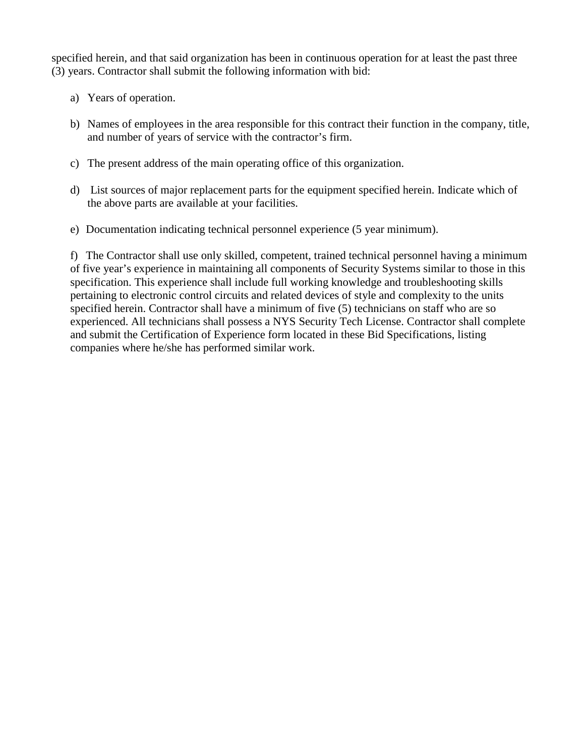specified herein, and that said organization has been in continuous operation for at least the past three (3) years. Contractor shall submit the following information with bid:

a) Years of operation.

b) Names of employees in the area responsible for this contract their function in the company, title, and number of years of service with the contractor's firm.

c) The present address of the main operating office of this organization.

d) List sources of major replacement parts for the equipment specified herein. Indicate which of the above parts are available at your facilities.

e) Documentation indicating technical personnel experience (5 year minimum).

f) The Contractor shall use only skilled, competent, trained technical personnel having a minimum of five year's experience in maintaining all components of Security Systems similar to those in this specification. This experience shall include full working knowledge and troubleshooting skills pertaining to electronic control circuits and related devices of style and complexity to the units specified herein. Contractor shall have a minimum of five (5) technicians on staff who are so experienced. All technicians shall possess a NYS Security Tech License. Contractor shall complete and submit the Certification of Experience form located in these Bid Specifications, listing companies where he/she has performed similar work.